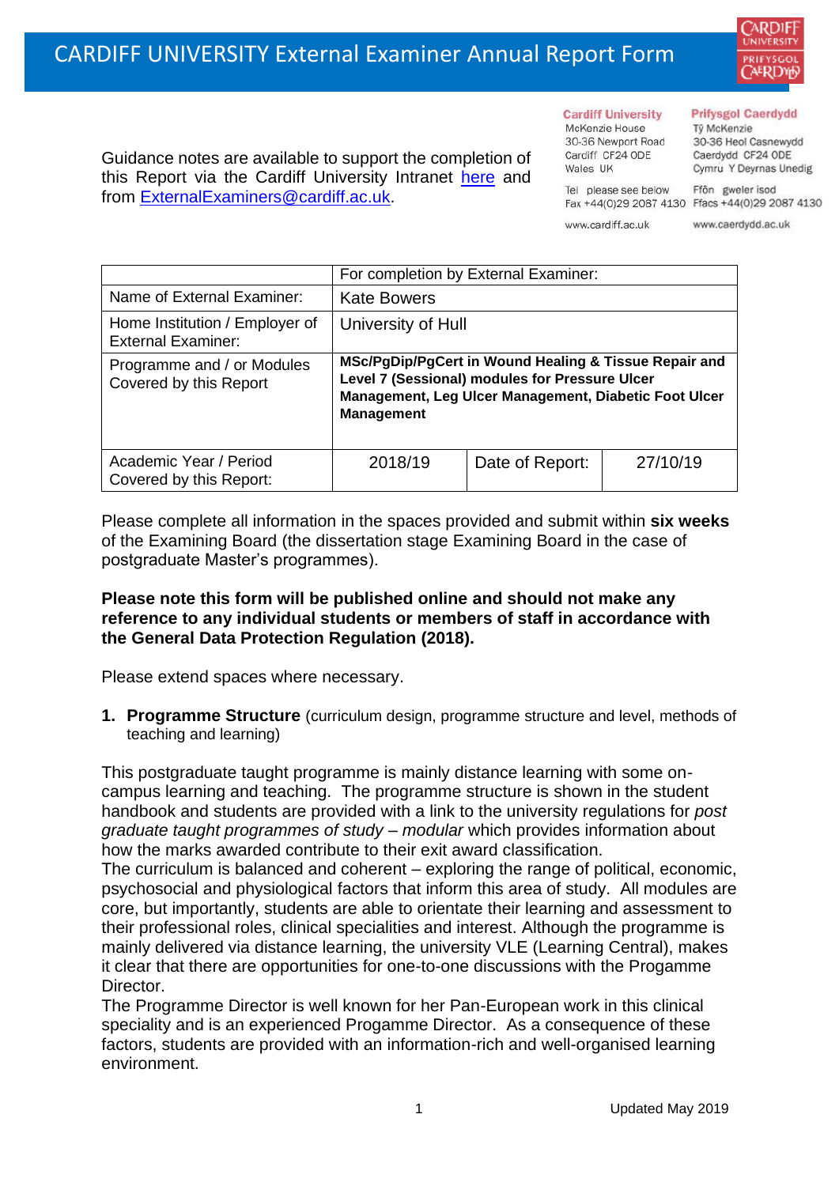# CARDIFF UNIVERSITY External Examiner Annual Report Form

Guidance notes are available to support the completion of this Report via the Cardiff University Intranet [here](#) and from [ExternalExaminers@cardiff.ac.uk](mailto:ExternalExaminers@cardiff.ac.uk).

**Cardiff University**
McKenzie House
30-36 Newport Road
Cardiff CF24 0DE
Wales UK

Tel please see below
Fax +44(0)29 2087 4130

www.cardiff.ac.uk

**Prifysgol Caerdydd**
Tŷ McKenzie
30-36 Heol Casnewydd
Caerdydd CF24 0DE
Cymru Y Deyrnas Unedig

Ffôn gweler isod
Ffacs +44(0)29 2087 4130

www.caerdydd.ac.uk

| | For completion by External Examiner: | | |
|---|---|---|---|
| Name of External Examiner: | Kate Bowers | | |
| Home Institution / Employer of External Examiner: | University of Hull | | |
| Programme and / or Modules Covered by this Report | **MSc/PgDip/PgCert in Wound Healing & Tissue Repair and Level 7 (Sessional) modules for Pressure Ulcer Management, Leg Ulcer Management, Diabetic Foot Ulcer Management** | | |
| Academic Year / Period Covered by this Report: | 2018/19 | Date of Report: | 27/10/19 |

Please complete all information in the spaces provided and submit within **six weeks** of the Examining Board (the dissertation stage Examining Board in the case of postgraduate Master's programmes).

**Please note this form will be published online and should not make any reference to any individual students or members of staff in accordance with the General Data Protection Regulation (2018).**

Please extend spaces where necessary.

1. **Programme Structure** (curriculum design, programme structure and level, methods of teaching and learning)

This postgraduate taught programme is mainly distance learning with some on-campus learning and teaching. The programme structure is shown in the student handbook and students are provided with a link to the university regulations for *post graduate taught programmes of study – modular* which provides information about how the marks awarded contribute to their exit award classification.
The curriculum is balanced and coherent – exploring the range of political, economic, psychosocial and physiological factors that inform this area of study. All modules are core, but importantly, students are able to orientate their learning and assessment to their professional roles, clinical specialities and interest. Although the programme is mainly delivered via distance learning, the university VLE (Learning Central), makes it clear that there are opportunities for one-to-one discussions with the Progamme Director.
The Programme Director is well known for her Pan-European work in this clinical speciality and is an experienced Progamme Director. As a consequence of these factors, students are provided with an information-rich and well-organised learning environment.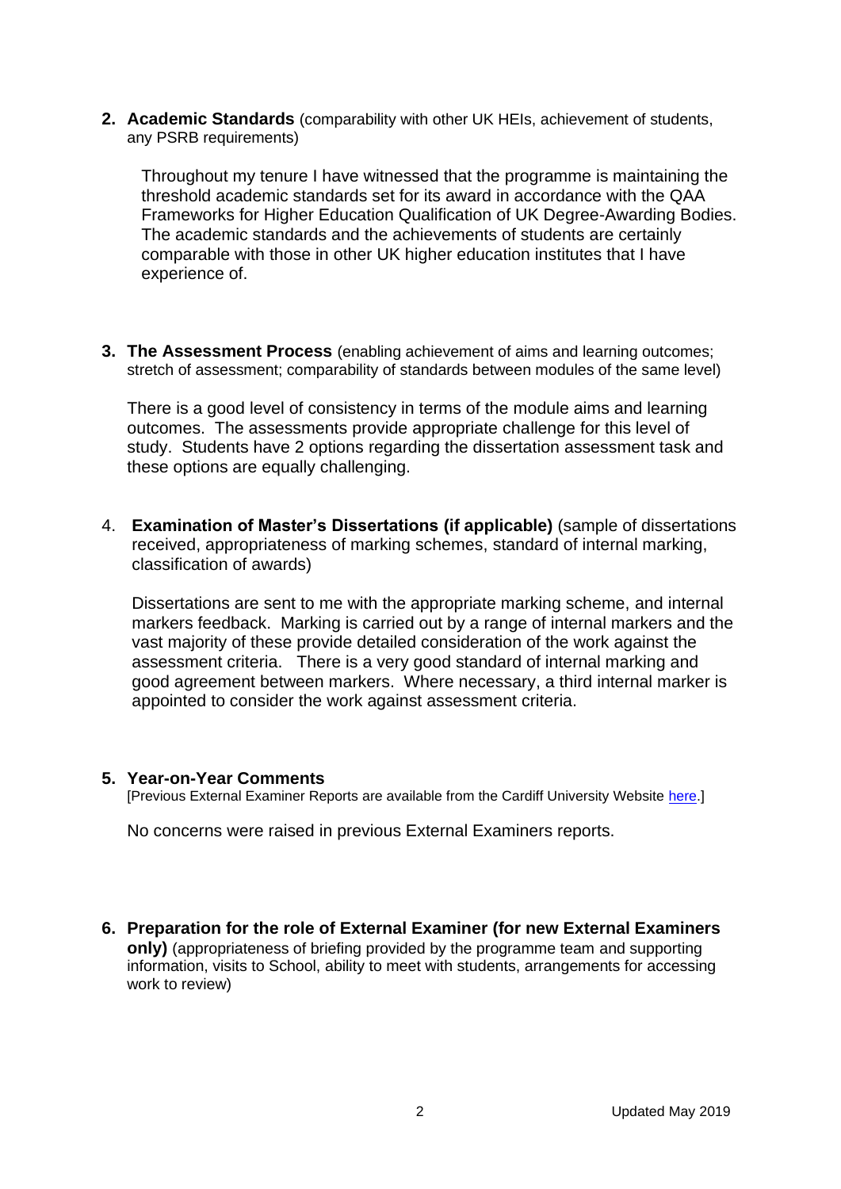**2. Academic Standards** (comparability with other UK HEIs, achievement of students, any PSRB requirements)

Throughout my tenure I have witnessed that the programme is maintaining the threshold academic standards set for its award in accordance with the QAA Frameworks for Higher Education Qualification of UK Degree-Awarding Bodies. The academic standards and the achievements of students are certainly comparable with those in other UK higher education institutes that I have experience of.

**3. The Assessment Process** (enabling achievement of aims and learning outcomes; stretch of assessment; comparability of standards between modules of the same level)

There is a good level of consistency in terms of the module aims and learning outcomes. The assessments provide appropriate challenge for this level of study. Students have 2 options regarding the dissertation assessment task and these options are equally challenging.

4. **Examination of Master's Dissertations (if applicable)** (sample of dissertations received, appropriateness of marking schemes, standard of internal marking, classification of awards)

Dissertations are sent to me with the appropriate marking scheme, and internal markers feedback. Marking is carried out by a range of internal markers and the vast majority of these provide detailed consideration of the work against the assessment criteria. There is a very good standard of internal marking and good agreement between markers. Where necessary, a third internal marker is appointed to consider the work against assessment criteria.

**5. Year-on-Year Comments**

[Previous External Examiner Reports are available from the Cardiff University Website here.]

No concerns were raised in previous External Examiners reports.

**6. Preparation for the role of External Examiner (for new External Examiners only)** (appropriateness of briefing provided by the programme team and supporting information, visits to School, ability to meet with students, arrangements for accessing work to review)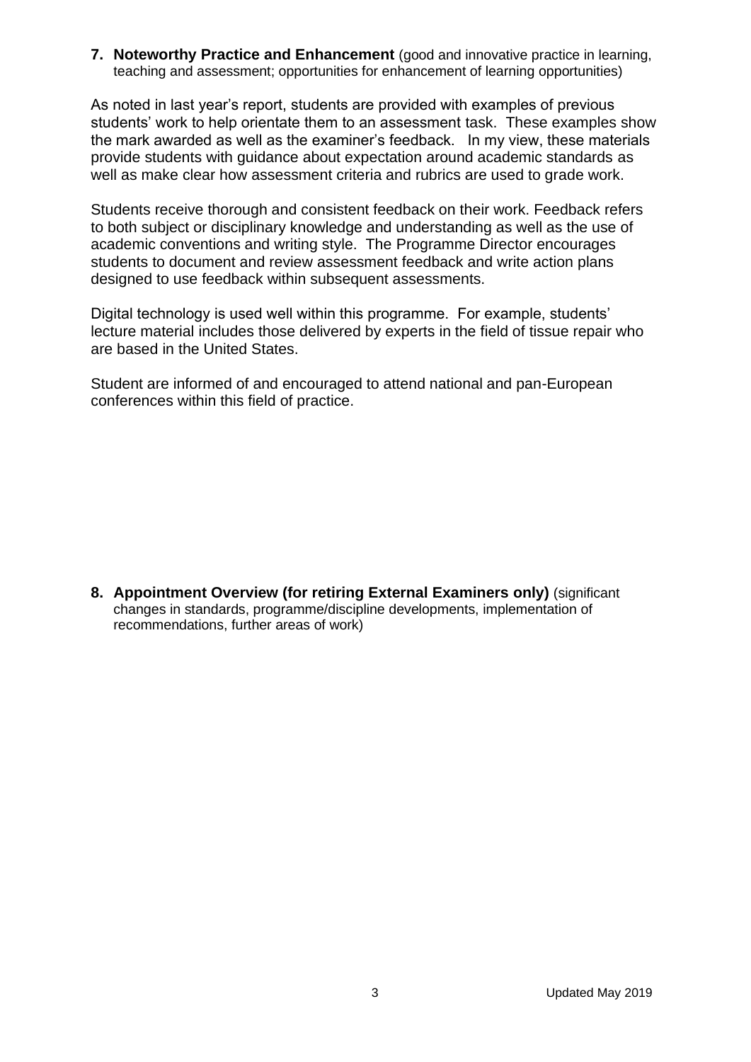**7. Noteworthy Practice and Enhancement** (good and innovative practice in learning, teaching and assessment; opportunities for enhancement of learning opportunities)

As noted in last year's report, students are provided with examples of previous students' work to help orientate them to an assessment task. These examples show the mark awarded as well as the examiner's feedback. In my view, these materials provide students with guidance about expectation around academic standards as well as make clear how assessment criteria and rubrics are used to grade work.

Students receive thorough and consistent feedback on their work. Feedback refers to both subject or disciplinary knowledge and understanding as well as the use of academic conventions and writing style. The Programme Director encourages students to document and review assessment feedback and write action plans designed to use feedback within subsequent assessments.

Digital technology is used well within this programme. For example, students' lecture material includes those delivered by experts in the field of tissue repair who are based in the United States.

Student are informed of and encouraged to attend national and pan-European conferences within this field of practice.

**8. Appointment Overview (for retiring External Examiners only)** (significant changes in standards, programme/discipline developments, implementation of recommendations, further areas of work)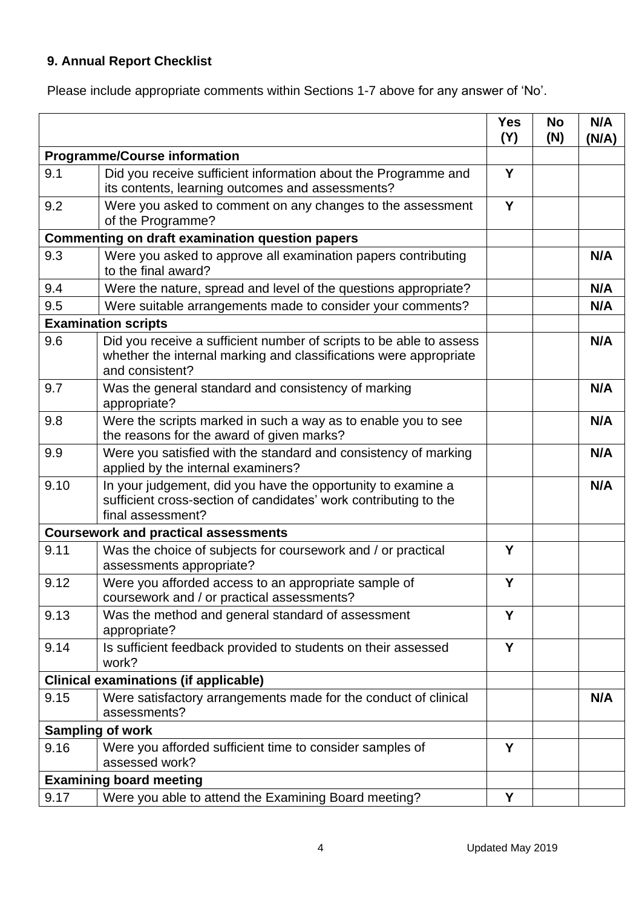### 9. Annual Report Checklist

Please include appropriate comments within Sections 1-7 above for any answer of 'No'.

| | | Yes (Y) | No (N) | N/A (N/A) |
|---|---|---|---|---|
| **Programme/Course information** | | | | |
| 9.1 | Did you receive sufficient information about the Programme and its contents, learning outcomes and assessments? | **Y** | | |
| 9.2 | Were you asked to comment on any changes to the assessment of the Programme? | **Y** | | |
| **Commenting on draft examination question papers** | | | | |
| 9.3 | Were you asked to approve all examination papers contributing to the final award? | | | **N/A** |
| 9.4 | Were the nature, spread and level of the questions appropriate? | | | **N/A** |
| 9.5 | Were suitable arrangements made to consider your comments? | | | **N/A** |
| **Examination scripts** | | | | |
| 9.6 | Did you receive a sufficient number of scripts to be able to assess whether the internal marking and classifications were appropriate and consistent? | | | **N/A** |
| 9.7 | Was the general standard and consistency of marking appropriate? | | | **N/A** |
| 9.8 | Were the scripts marked in such a way as to enable you to see the reasons for the award of given marks? | | | **N/A** |
| 9.9 | Were you satisfied with the standard and consistency of marking applied by the internal examiners? | | | **N/A** |
| 9.10 | In your judgement, did you have the opportunity to examine a sufficient cross-section of candidates' work contributing to the final assessment? | | | **N/A** |
| **Coursework and practical assessments** | | | | |
| 9.11 | Was the choice of subjects for coursework and / or practical assessments appropriate? | **Y** | | |
| 9.12 | Were you afforded access to an appropriate sample of coursework and / or practical assessments? | **Y** | | |
| 9.13 | Was the method and general standard of assessment appropriate? | **Y** | | |
| 9.14 | Is sufficient feedback provided to students on their assessed work? | **Y** | | |
| **Clinical examinations (if applicable)** | | | | |
| 9.15 | Were satisfactory arrangements made for the conduct of clinical assessments? | | | **N/A** |
| **Sampling of work** | | | | |
| 9.16 | Were you afforded sufficient time to consider samples of assessed work? | **Y** | | |
| **Examining board meeting** | | | | |
| 9.17 | Were you able to attend the Examining Board meeting? | **Y** | | |

Updated May 2019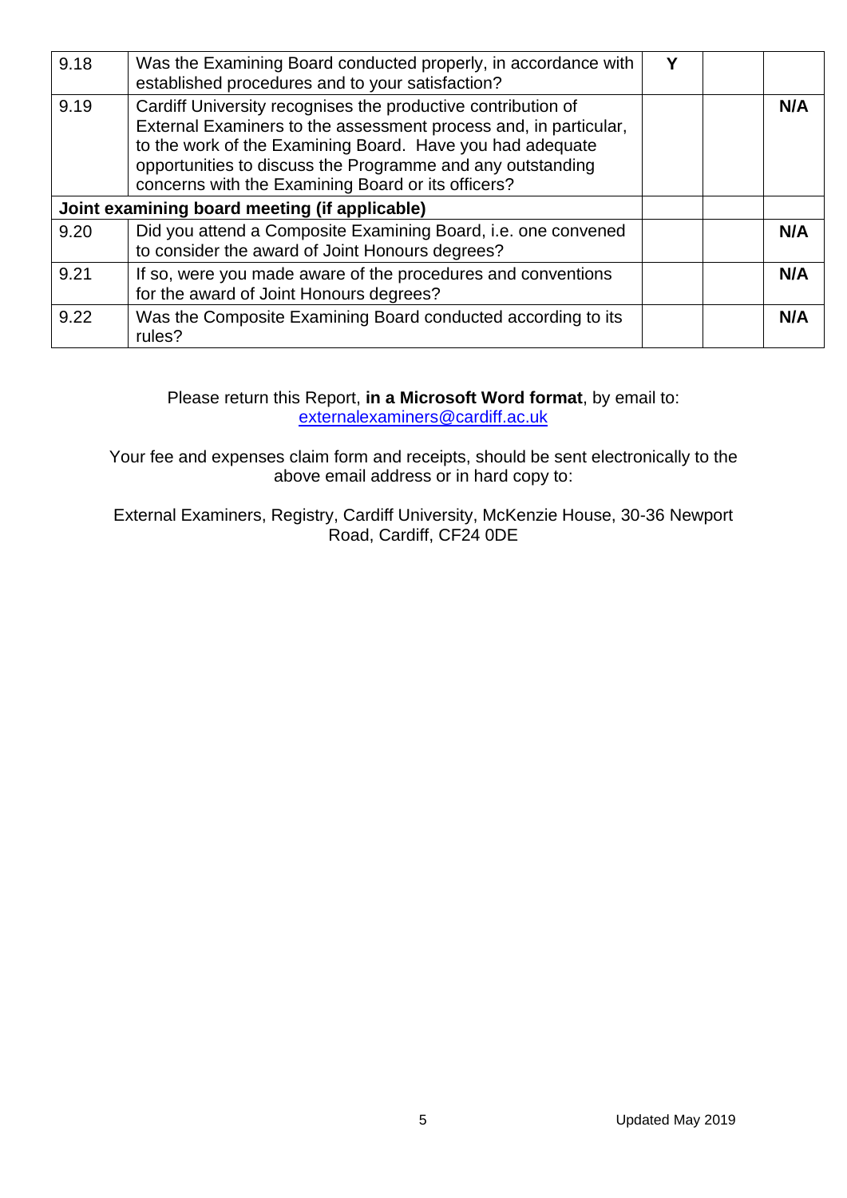| | | | | |
|---|---|---|---|---|
| 9.18 | Was the Examining Board conducted properly, in accordance with established procedures and to your satisfaction? | **Y** | | |
| 9.19 | Cardiff University recognises the productive contribution of External Examiners to the assessment process and, in particular, to the work of the Examining Board. Have you had adequate opportunities to discuss the Programme and any outstanding concerns with the Examining Board or its officers? | | | **N/A** |
| **Joint examining board meeting (if applicable)** | | | | |
| 9.20 | Did you attend a Composite Examining Board, i.e. one convened to consider the award of Joint Honours degrees? | | | **N/A** |
| 9.21 | If so, were you made aware of the procedures and conventions for the award of Joint Honours degrees? | | | **N/A** |
| 9.22 | Was the Composite Examining Board conducted according to its rules? | | | **N/A** |

Please return this Report, **in a Microsoft Word format**, by email to: externalexaminers@cardiff.ac.uk

Your fee and expenses claim form and receipts, should be sent electronically to the above email address or in hard copy to:

External Examiners, Registry, Cardiff University, McKenzie House, 30-36 Newport Road, Cardiff, CF24 0DE

Updated May 2019